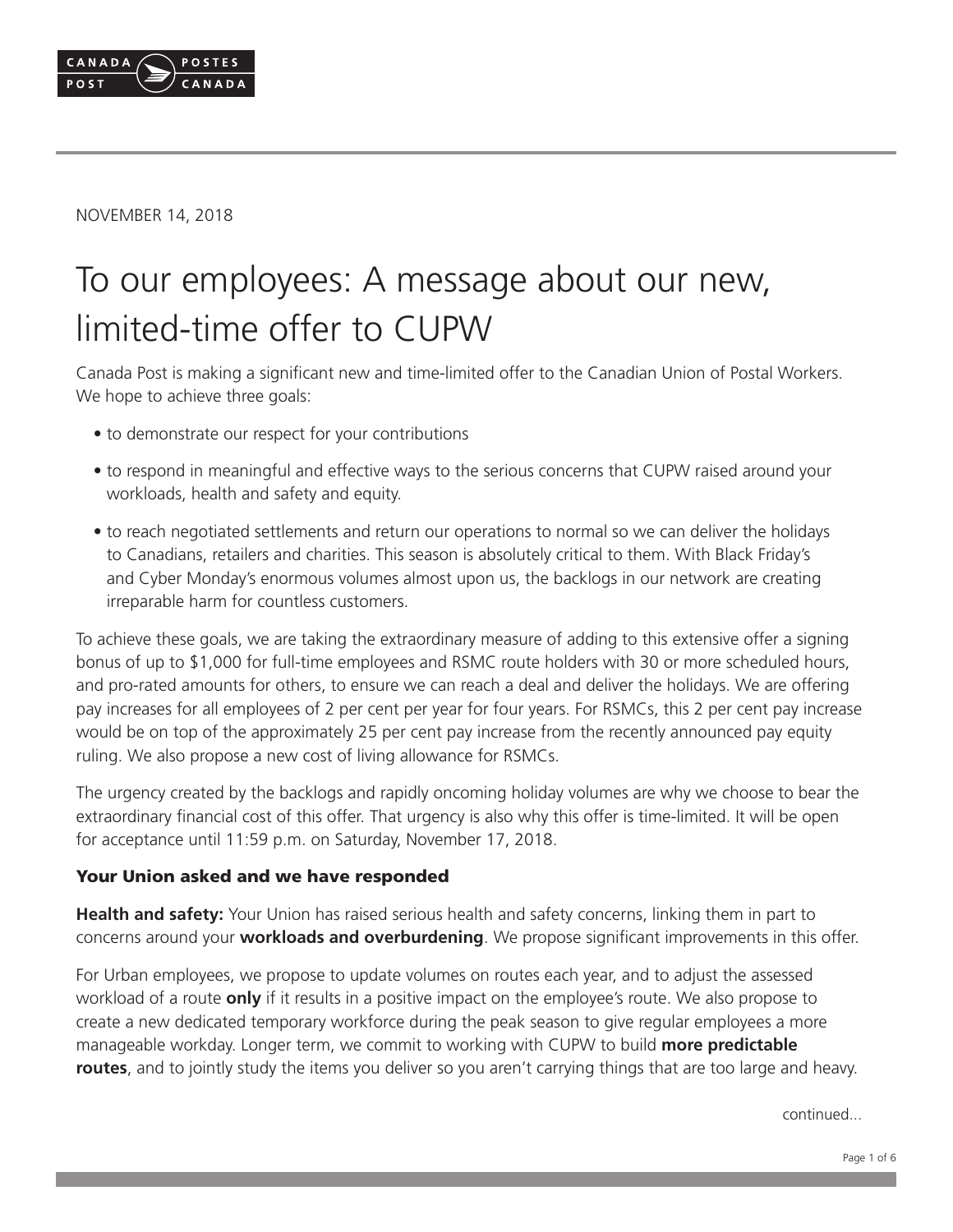NOVEMBER 14, 2018

# To our employees: A message about our new, limited-time offer to CUPW

Canada Post is making a significant new and time-limited offer to the Canadian Union of Postal Workers. We hope to achieve three goals:

- to demonstrate our respect for your contributions
- to respond in meaningful and effective ways to the serious concerns that CUPW raised around your workloads, health and safety and equity.
- to reach negotiated settlements and return our operations to normal so we can deliver the holidays to Canadians, retailers and charities. This season is absolutely critical to them. With Black Friday's and Cyber Monday's enormous volumes almost upon us, the backlogs in our network are creating irreparable harm for countless customers.

To achieve these goals, we are taking the extraordinary measure of adding to this extensive offer a signing bonus of up to $1,000 for full-time employees and RSMC route holders with 30 or more scheduled hours, and pro-rated amounts for others, to ensure we can reach a deal and deliver the holidays. We are offering pay increases for all employees of 2 per cent per year for four years. For RSMCs, this 2 per cent pay increase would be on top of the approximately 25 per cent pay increase from the recently announced pay equity ruling. We also propose a new cost of living allowance for RSMCs.

The urgency created by the backlogs and rapidly oncoming holiday volumes are why we choose to bear the extraordinary financial cost of this offer. That urgency is also why this offer is time-limited. It will be open for acceptance until 11:59 p.m. on Saturday, November 17, 2018.

### Your Union asked and we have responded

**Health and safety:** Your Union has raised serious health and safety concerns, linking them in part to concerns around your **workloads and overburdening**. We propose significant improvements in this offer.

For Urban employees, we propose to update volumes on routes each year, and to adjust the assessed workload of a route **only** if it results in a positive impact on the employee's route. We also propose to create a new dedicated temporary workforce during the peak season to give regular employees a more manageable workday. Longer term, we commit to working with CUPW to build **more predictable routes**, and to jointly study the items you deliver so you aren't carrying things that are too large and heavy.

continued...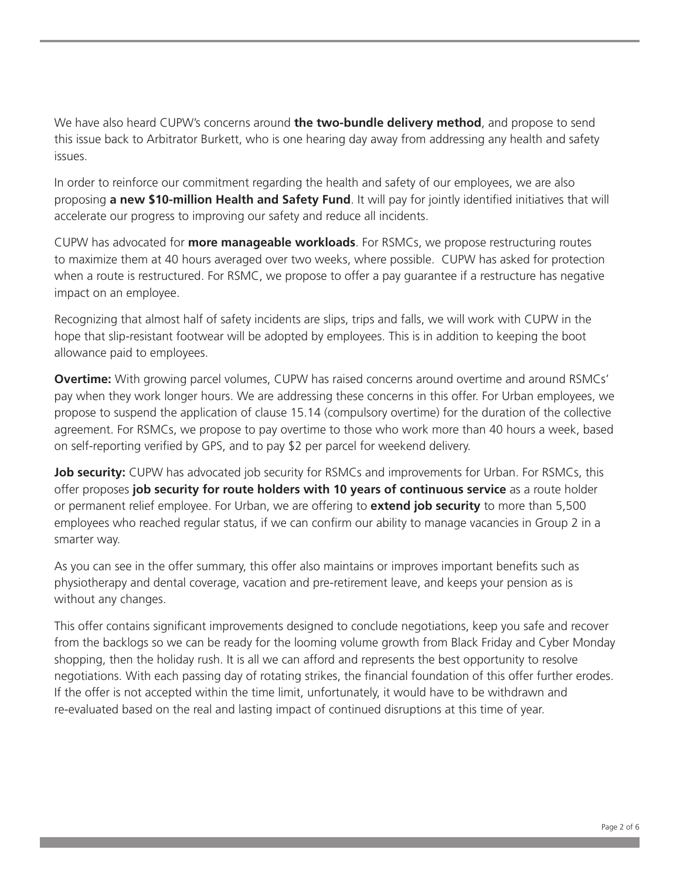We have also heard CUPW's concerns around **the two-bundle delivery method**, and propose to send this issue back to Arbitrator Burkett, who is one hearing day away from addressing any health and safety issues.

In order to reinforce our commitment regarding the health and safety of our employees, we are also proposing **a new $10-million Health and Safety Fund**. It will pay for jointly identified initiatives that will accelerate our progress to improving our safety and reduce all incidents.

CUPW has advocated for **more manageable workloads**. For RSMCs, we propose restructuring routes to maximize them at 40 hours averaged over two weeks, where possible. CUPW has asked for protection when a route is restructured. For RSMC, we propose to offer a pay guarantee if a restructure has negative impact on an employee.

Recognizing that almost half of safety incidents are slips, trips and falls, we will work with CUPW in the hope that slip-resistant footwear will be adopted by employees. This is in addition to keeping the boot allowance paid to employees.

**Overtime:** With growing parcel volumes, CUPW has raised concerns around overtime and around RSMCs' pay when they work longer hours. We are addressing these concerns in this offer. For Urban employees, we propose to suspend the application of clause 15.14 (compulsory overtime) for the duration of the collective agreement. For RSMCs, we propose to pay overtime to those who work more than 40 hours a week, based on self-reporting verified by GPS, and to pay $2 per parcel for weekend delivery.

**Job security:** CUPW has advocated job security for RSMCs and improvements for Urban. For RSMCs, this offer proposes **job security for route holders with 10 years of continuous service** as a route holder or permanent relief employee. For Urban, we are offering to **extend job security** to more than 5,500 employees who reached regular status, if we can confirm our ability to manage vacancies in Group 2 in a smarter way.

As you can see in the offer summary, this offer also maintains or improves important benefits such as physiotherapy and dental coverage, vacation and pre-retirement leave, and keeps your pension as is without any changes.

This offer contains significant improvements designed to conclude negotiations, keep you safe and recover from the backlogs so we can be ready for the looming volume growth from Black Friday and Cyber Monday shopping, then the holiday rush. It is all we can afford and represents the best opportunity to resolve negotiations. With each passing day of rotating strikes, the financial foundation of this offer further erodes. If the offer is not accepted within the time limit, unfortunately, it would have to be withdrawn and re-evaluated based on the real and lasting impact of continued disruptions at this time of year.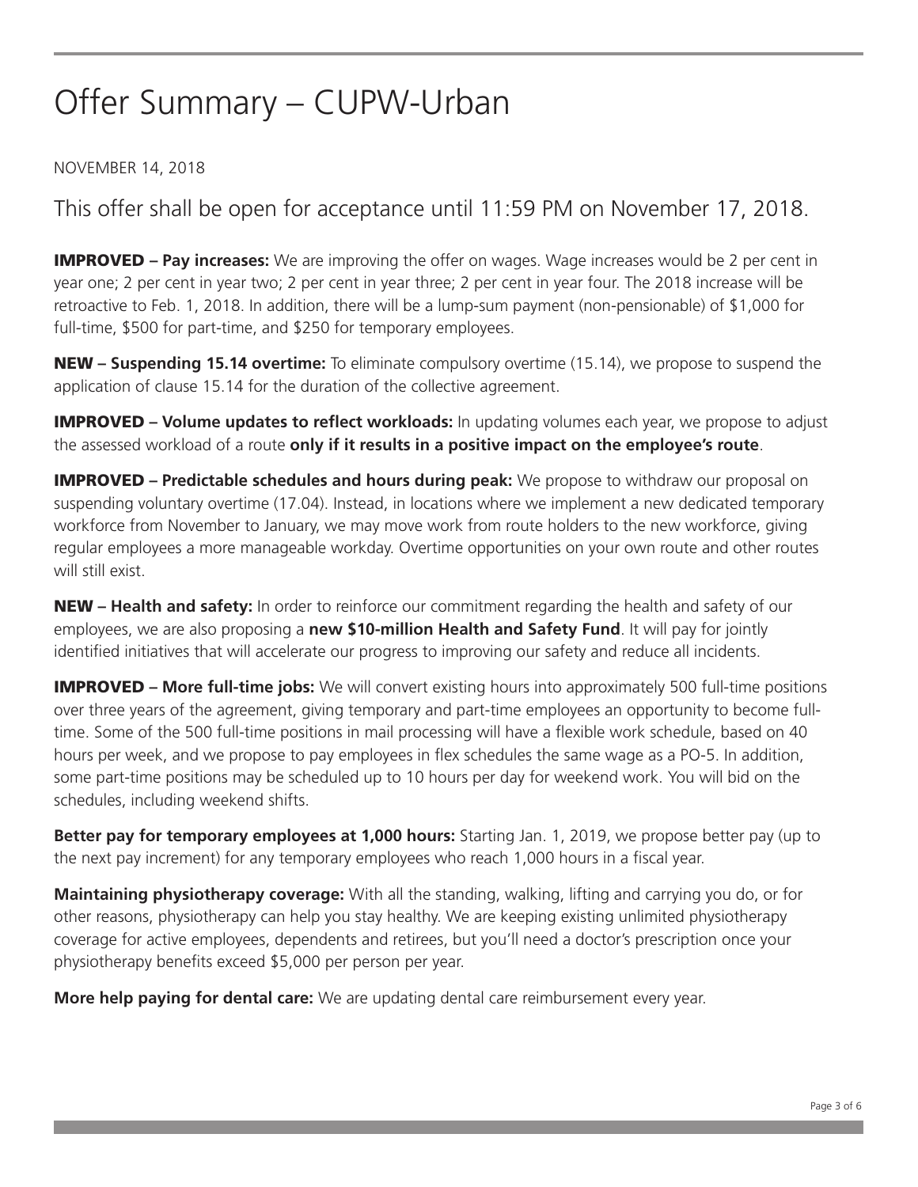# Offer Summary – CUPW-Urban

NOVEMBER 14, 2018

## This offer shall be open for acceptance until 11:59 PM on November 17, 2018.

**IMPROVED – Pay increases:** We are improving the offer on wages. Wage increases would be 2 per cent in year one; 2 per cent in year two; 2 per cent in year three; 2 per cent in year four. The 2018 increase will be retroactive to Feb. 1, 2018. In addition, there will be a lump-sum payment (non-pensionable) of $1,000 for full-time, $500 for part-time, and $250 for temporary employees.

**NEW – Suspending 15.14 overtime:** To eliminate compulsory overtime (15.14), we propose to suspend the application of clause 15.14 for the duration of the collective agreement.

**IMPROVED – Volume updates to reflect workloads:** In updating volumes each year, we propose to adjust the assessed workload of a route **only if it results in a positive impact on the employee's route**.

**IMPROVED – Predictable schedules and hours during peak:** We propose to withdraw our proposal on suspending voluntary overtime (17.04). Instead, in locations where we implement a new dedicated temporary workforce from November to January, we may move work from route holders to the new workforce, giving regular employees a more manageable workday. Overtime opportunities on your own route and other routes will still exist.

**NEW – Health and safety:** In order to reinforce our commitment regarding the health and safety of our employees, we are also proposing a **new $10-million Health and Safety Fund**. It will pay for jointly identified initiatives that will accelerate our progress to improving our safety and reduce all incidents.

**IMPROVED – More full-time jobs:** We will convert existing hours into approximately 500 full-time positions over three years of the agreement, giving temporary and part-time employees an opportunity to become full-time. Some of the 500 full-time positions in mail processing will have a flexible work schedule, based on 40 hours per week, and we propose to pay employees in flex schedules the same wage as a PO-5. In addition, some part-time positions may be scheduled up to 10 hours per day for weekend work. You will bid on the schedules, including weekend shifts.

**Better pay for temporary employees at 1,000 hours:** Starting Jan. 1, 2019, we propose better pay (up to the next pay increment) for any temporary employees who reach 1,000 hours in a fiscal year.

**Maintaining physiotherapy coverage:** With all the standing, walking, lifting and carrying you do, or for other reasons, physiotherapy can help you stay healthy. We are keeping existing unlimited physiotherapy coverage for active employees, dependents and retirees, but you'll need a doctor's prescription once your physiotherapy benefits exceed $5,000 per person per year.

**More help paying for dental care:** We are updating dental care reimbursement every year.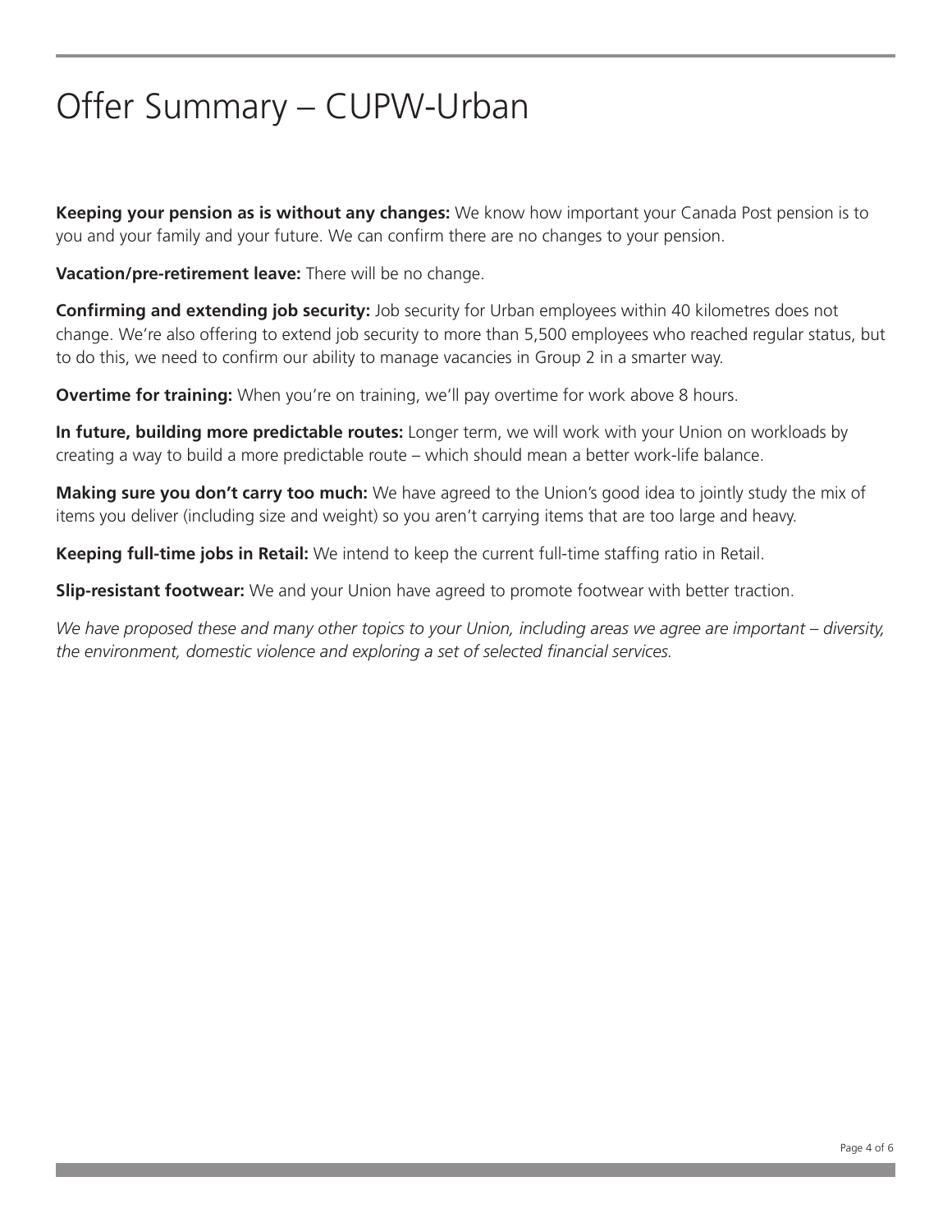# Offer Summary – CUPW-Urban

**Keeping your pension as is without any changes:** We know how important your Canada Post pension is to you and your family and your future. We can confirm there are no changes to your pension.

**Vacation/pre-retirement leave:** There will be no change.

**Confirming and extending job security:** Job security for Urban employees within 40 kilometres does not change. We're also offering to extend job security to more than 5,500 employees who reached regular status, but to do this, we need to confirm our ability to manage vacancies in Group 2 in a smarter way.

**Overtime for training:** When you're on training, we'll pay overtime for work above 8 hours.

**In future, building more predictable routes:** Longer term, we will work with your Union on workloads by creating a way to build a more predictable route – which should mean a better work-life balance.

**Making sure you don't carry too much:** We have agreed to the Union's good idea to jointly study the mix of items you deliver (including size and weight) so you aren't carrying items that are too large and heavy.

**Keeping full-time jobs in Retail:** We intend to keep the current full-time staffing ratio in Retail.

**Slip-resistant footwear:** We and your Union have agreed to promote footwear with better traction.

*We have proposed these and many other topics to your Union, including areas we agree are important – diversity, the environment, domestic violence and exploring a set of selected financial services.*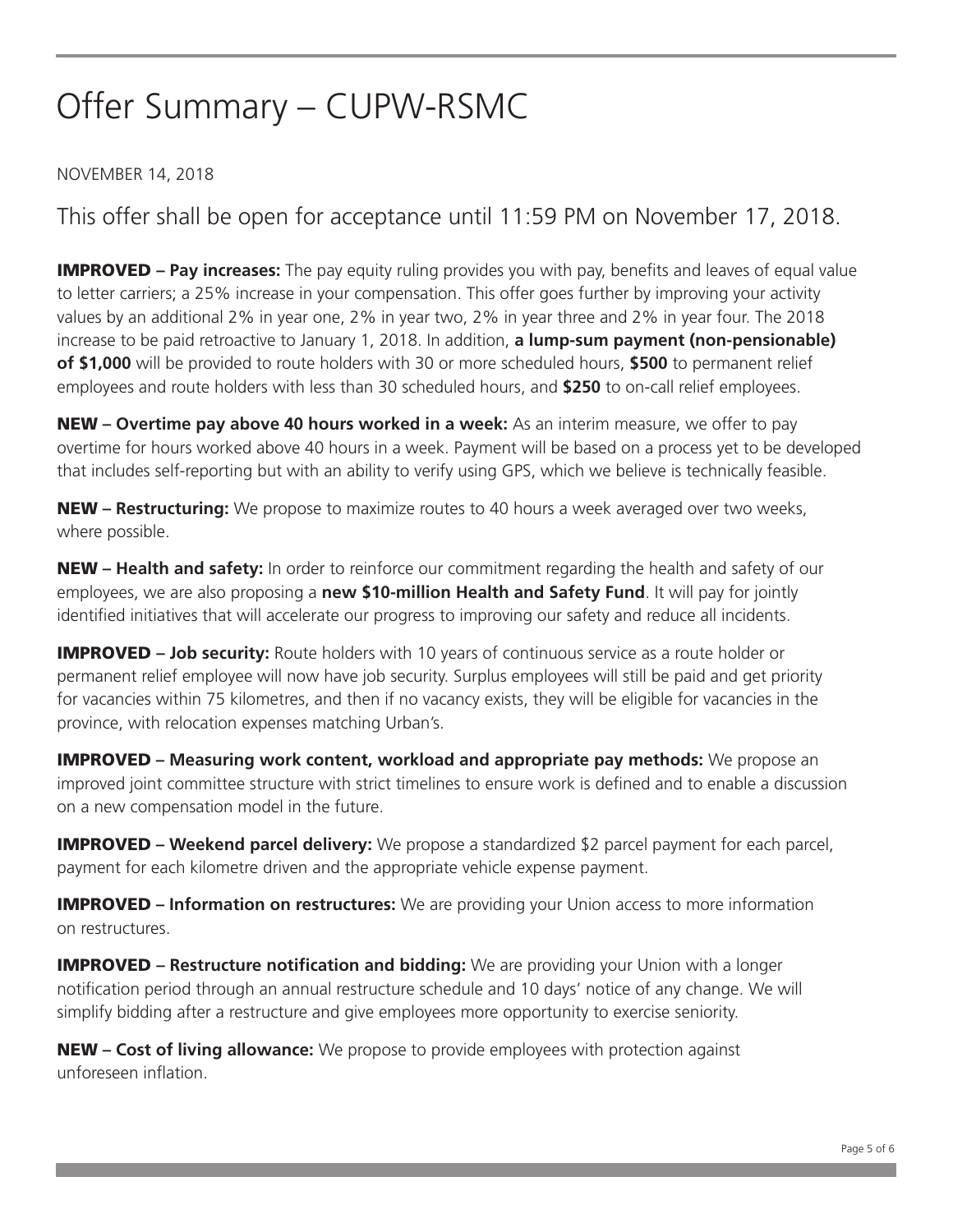# Offer Summary – CUPW-RSMC

NOVEMBER 14, 2018

## This offer shall be open for acceptance until 11:59 PM on November 17, 2018.

**IMPROVED – Pay increases:** The pay equity ruling provides you with pay, benefits and leaves of equal value to letter carriers; a 25% increase in your compensation. This offer goes further by improving your activity values by an additional 2% in year one, 2% in year two, 2% in year three and 2% in year four. The 2018 increase to be paid retroactive to January 1, 2018. In addition, **a lump-sum payment (non-pensionable) of $1,000** will be provided to route holders with 30 or more scheduled hours, **$500** to permanent relief employees and route holders with less than 30 scheduled hours, and **$250** to on-call relief employees.

**NEW – Overtime pay above 40 hours worked in a week:** As an interim measure, we offer to pay overtime for hours worked above 40 hours in a week. Payment will be based on a process yet to be developed that includes self-reporting but with an ability to verify using GPS, which we believe is technically feasible.

**NEW – Restructuring:** We propose to maximize routes to 40 hours a week averaged over two weeks, where possible.

**NEW – Health and safety:** In order to reinforce our commitment regarding the health and safety of our employees, we are also proposing a **new $10-million Health and Safety Fund**. It will pay for jointly identified initiatives that will accelerate our progress to improving our safety and reduce all incidents.

**IMPROVED – Job security:** Route holders with 10 years of continuous service as a route holder or permanent relief employee will now have job security. Surplus employees will still be paid and get priority for vacancies within 75 kilometres, and then if no vacancy exists, they will be eligible for vacancies in the province, with relocation expenses matching Urban's.

**IMPROVED – Measuring work content, workload and appropriate pay methods:** We propose an improved joint committee structure with strict timelines to ensure work is defined and to enable a discussion on a new compensation model in the future.

**IMPROVED – Weekend parcel delivery:** We propose a standardized $2 parcel payment for each parcel, payment for each kilometre driven and the appropriate vehicle expense payment.

**IMPROVED – Information on restructures:** We are providing your Union access to more information on restructures.

**IMPROVED – Restructure notification and bidding:** We are providing your Union with a longer notification period through an annual restructure schedule and 10 days' notice of any change. We will simplify bidding after a restructure and give employees more opportunity to exercise seniority.

**NEW – Cost of living allowance:** We propose to provide employees with protection against unforeseen inflation.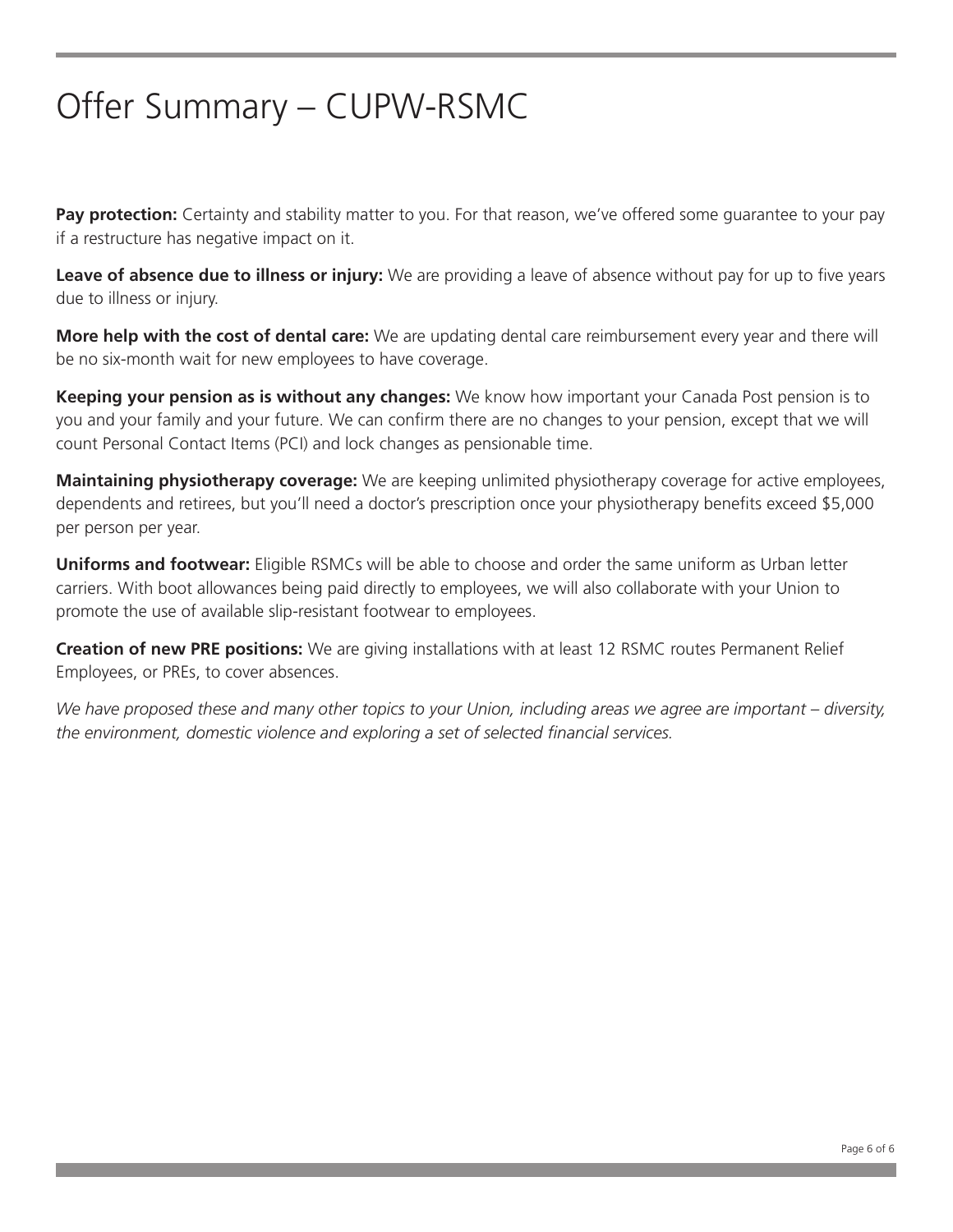# Offer Summary – CUPW-RSMC

**Pay protection:** Certainty and stability matter to you. For that reason, we've offered some guarantee to your pay if a restructure has negative impact on it.

**Leave of absence due to illness or injury:** We are providing a leave of absence without pay for up to five years due to illness or injury.

**More help with the cost of dental care:** We are updating dental care reimbursement every year and there will be no six-month wait for new employees to have coverage.

**Keeping your pension as is without any changes:** We know how important your Canada Post pension is to you and your family and your future. We can confirm there are no changes to your pension, except that we will count Personal Contact Items (PCI) and lock changes as pensionable time.

**Maintaining physiotherapy coverage:** We are keeping unlimited physiotherapy coverage for active employees, dependents and retirees, but you'll need a doctor's prescription once your physiotherapy benefits exceed $5,000 per person per year.

**Uniforms and footwear:** Eligible RSMCs will be able to choose and order the same uniform as Urban letter carriers. With boot allowances being paid directly to employees, we will also collaborate with your Union to promote the use of available slip-resistant footwear to employees.

**Creation of new PRE positions:** We are giving installations with at least 12 RSMC routes Permanent Relief Employees, or PREs, to cover absences.

*We have proposed these and many other topics to your Union, including areas we agree are important – diversity, the environment, domestic violence and exploring a set of selected financial services.*